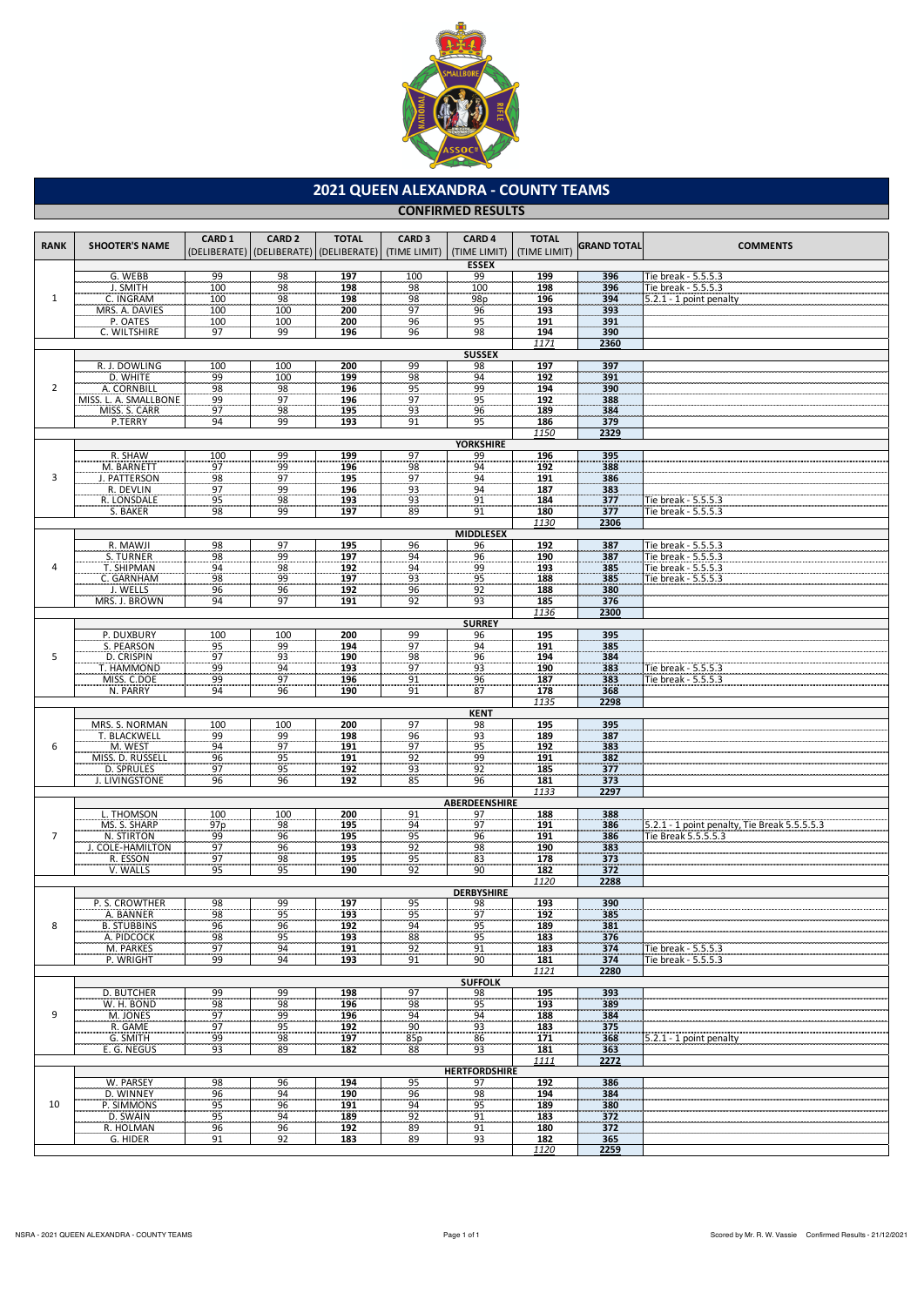# 2021 QUEEN ALEXANDRA - COUNTY TEAMS

## CONFIRMED RESULTS

| RANK | SHOOTER'S NAME | CARD 1 (DELIBERATE) | CARD 2 (DELIBERATE) | TOTAL (DELIBERATE) | CARD 3 (TIME LIMIT) | CARD 4 (TIME LIMIT) | TOTAL (TIME LIMIT) | GRAND TOTAL | COMMENTS |
|---|---|---|---|---|---|---|---|---|---|
| | | | | | | **ESSEX** | | | |
| 1 | G. WEBB | 99 | 98 | 197 | 100 | 99 | 199 | 396 | Tie break - 5.5.5.3 |
| | J. SMITH | 100 | 98 | 198 | 98 | 100 | 198 | 396 | Tie break - 5.5.5.3 |
| | C. INGRAM | 100 | 98 | 198 | 98 | 98p | 196 | 394 | 5.2.1 - 1 point penalty |
| | MRS. A. DAVIES | 100 | 100 | 200 | 97 | 96 | 193 | 393 | |
| | P. OATES | 100 | 100 | 200 | 96 | 95 | 191 | 391 | |
| | C. WILTSHIRE | 97 | 99 | 196 | 96 | 98 | 194 | 390 | |
| | | | | | | | *1171* | 2360 | |
| | | | | | | **SUSSEX** | | | |
| 2 | R. J. DOWLING | 100 | 100 | 200 | 99 | 98 | 197 | 397 | |
| | D. WHITE | 99 | 100 | 199 | 98 | 94 | 192 | 391 | |
| | A. CORNBILL | 98 | 98 | 196 | 95 | 99 | 194 | 390 | |
| | MISS. L. A. SMALLBONE | 99 | 97 | 196 | 97 | 95 | 192 | 388 | |
| | MISS. S. CARR | 97 | 98 | 195 | 93 | 96 | 189 | 384 | |
| | P.TERRY | 94 | 99 | 193 | 91 | 95 | 186 | 379 | |
| | | | | | | | *1150* | 2329 | |
| | | | | | | **YORKSHIRE** | | | |
| 3 | R. SHAW | 100 | 99 | 199 | 97 | 99 | 196 | 395 | |
| | M. BARNETT | 97 | 99 | 196 | 98 | 94 | 192 | 388 | |
| | J. PATTERSON | 98 | 97 | 195 | 97 | 94 | 191 | 386 | |
| | R. DEVLIN | 97 | 99 | 196 | 93 | 94 | 187 | 383 | |
| | R. LONSDALE | 95 | 98 | 193 | 93 | 91 | 184 | 377 | Tie break - 5.5.5.3 |
| | S. BAKER | 98 | 99 | 197 | 89 | 91 | 180 | 377 | Tie break - 5.5.5.3 |
| | | | | | | | *1130* | 2306 | |
| | | | | | | **MIDDLESEX** | | | |
| 4 | R. MAWJI | 98 | 97 | 195 | 96 | 96 | 192 | 387 | Tie break - 5.5.5.3 |
| | S. TURNER | 98 | 99 | 197 | 94 | 96 | 190 | 387 | Tie break - 5.5.5.3 |
| | T. SHIPMAN | 94 | 98 | 192 | 94 | 99 | 193 | 385 | Tie break - 5.5.5.3 |
| | C. GARNHAM | 98 | 99 | 197 | 93 | 95 | 188 | 385 | Tie break - 5.5.5.3 |
| | J. WELLS | 96 | 96 | 192 | 96 | 92 | 188 | 380 | |
| | MRS. J. BROWN | 94 | 97 | 191 | 92 | 93 | 185 | 376 | |
| | | | | | | | *1136* | 2300 | |
| | | | | | | **SURREY** | | | |
| 5 | P. DUXBURY | 100 | 100 | 200 | 99 | 96 | 195 | 395 | |
| | S. PEARSON | 95 | 99 | 194 | 97 | 94 | 191 | 385 | |
| | D. CRISPIN | 97 | 93 | 190 | 98 | 96 | 194 | 384 | |
| | T. HAMMOND | 99 | 94 | 193 | 97 | 93 | 190 | 383 | Tie break - 5.5.5.3 |
| | MISS. C.DOE | 99 | 97 | 196 | 91 | 96 | 187 | 383 | Tie break - 5.5.5.3 |
| | N. PARRY | 94 | 96 | 190 | 91 | 87 | 178 | 368 | |
| | | | | | | | *1135* | 2298 | |
| | | | | | | **KENT** | | | |
| 6 | MRS. S. NORMAN | 100 | 100 | 200 | 97 | 98 | 195 | 395 | |
| | T. BLACKWELL | 99 | 99 | 198 | 96 | 93 | 189 | 387 | |
| | M. WEST | 94 | 97 | 191 | 97 | 95 | 192 | 383 | |
| | MISS. D. RUSSELL | 96 | 95 | 191 | 92 | 99 | 191 | 382 | |
| | D. SPRULES | 97 | 95 | 192 | 93 | 92 | 185 | 377 | |
| | J. LIVINGSTONE | 96 | 96 | 192 | 85 | 96 | 181 | 373 | |
| | | | | | | | *1133* | 2297 | |
| | | | | | | **ABERDEENSHIRE** | | | |
| 7 | L. THOMSON | 100 | 100 | 200 | 91 | 97 | 188 | 388 | |
| | MS. S. SHARP | 97p | 98 | 195 | 94 | 97 | 191 | 386 | 5.2.1 - 1 point penalty, Tie Break 5.5.5.5.3 |
| | N. STIRTON | 99 | 96 | 195 | 95 | 96 | 191 | 386 | Tie Break 5.5.5.5.3 |
| | J. COLE-HAMILTON | 97 | 96 | 193 | 92 | 98 | 190 | 383 | |
| | R. ESSON | 97 | 98 | 195 | 95 | 83 | 178 | 373 | |
| | V. WALLS | 95 | 95 | 190 | 92 | 90 | 182 | 372 | |
| | | | | | | | *1120* | 2288 | |
| | | | | | | **DERBYSHIRE** | | | |
| 8 | P. S. CROWTHER | 98 | 99 | 197 | 95 | 98 | 193 | 390 | |
| | A. BANNER | 98 | 95 | 193 | 95 | 97 | 192 | 385 | |
| | B. STUBBINS | 96 | 96 | 192 | 94 | 95 | 189 | 381 | |
| | A. PIDCOCK | 98 | 95 | 193 | 88 | 95 | 183 | 376 | |
| | M. PARKES | 97 | 94 | 191 | 92 | 91 | 183 | 374 | Tie break - 5.5.5.3 |
| | P. WRIGHT | 99 | 94 | 193 | 91 | 90 | 181 | 374 | Tie break - 5.5.5.3 |
| | | | | | | | *1121* | 2280 | |
| | | | | | | **SUFFOLK** | | | |
| 9 | D. BUTCHER | 99 | 99 | 198 | 97 | 98 | 195 | 393 | |
| | W. H. BOND | 98 | 98 | 196 | 98 | 95 | 193 | 389 | |
| | M. JONES | 97 | 99 | 196 | 94 | 94 | 188 | 384 | |
| | R. GAME | 97 | 95 | 192 | 90 | 93 | 183 | 375 | |
| | G. SMITH | 99 | 98 | 197 | 85p | 86 | 171 | 368 | 5.2.1 - 1 point penalty |
| | E. G. NEGUS | 93 | 89 | 182 | 88 | 93 | 181 | 363 | |
| | | | | | | | *1111* | 2272 | |
| | | | | | | **HERTFORDSHIRE** | | | |
| 10 | W. PARSEY | 98 | 96 | 194 | 95 | 97 | 192 | 386 | |
| | D. WINNEY | 96 | 94 | 190 | 96 | 98 | 194 | 384 | |
| | P. SIMMONS | 95 | 96 | 191 | 94 | 95 | 189 | 380 | |
| | D. SWAIN | 95 | 94 | 189 | 92 | 91 | 183 | 372 | |
| | R. HOLMAN | 96 | 96 | 192 | 89 | 91 | 180 | 372 | |
| | G. HIDER | 91 | 92 | 183 | 89 | 93 | 182 | 365 | |
| | | | | | | | *1120* | 2259 | |

Scored by Mr. R. W. Vassie Confirmed Results - 21/12/2021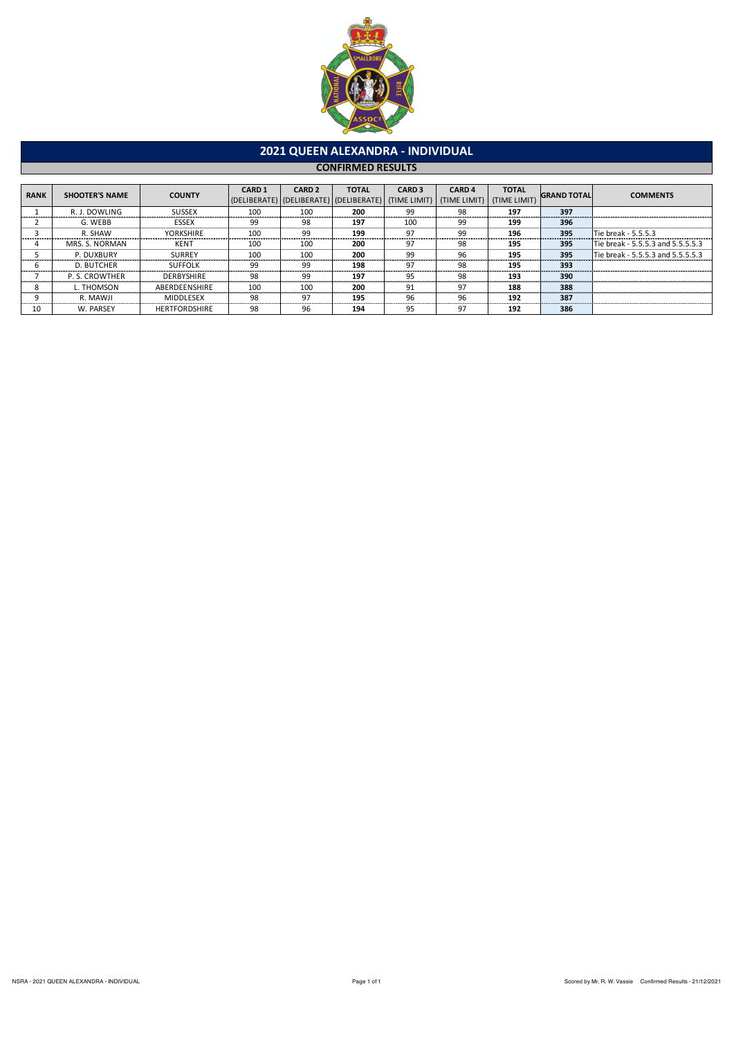# 2021 QUEEN ALEXANDRA - INDIVIDUAL

## CONFIRMED RESULTS

| RANK | SHOOTER'S NAME | COUNTY | CARD 1 (DELIBERATE) | CARD 2 (DELIBERATE) | TOTAL (DELIBERATE) | CARD 3 (TIME LIMIT) | CARD 4 (TIME LIMIT) | TOTAL (TIME LIMIT) | GRAND TOTAL | COMMENTS |
|---|---|---|---|---|---|---|---|---|---|---|
| 1 | R. J. DOWLING | SUSSEX | 100 | 100 | **200** | 99 | 98 | **197** | **397** | |
| 2 | G. WEBB | ESSEX | 99 | 98 | **197** | 100 | 99 | **199** | **396** | |
| 3 | R. SHAW | YORKSHIRE | 100 | 99 | **199** | 97 | 99 | **196** | **395** | Tie break - 5.5.5.3 |
| 4 | MRS. S. NORMAN | KENT | 100 | 100 | **200** | 97 | 98 | **195** | **395** | Tie break - 5.5.5.3 and 5.5.5.5.3 |
| 5 | P. DUXBURY | SURREY | 100 | 100 | **200** | 99 | 96 | **195** | **395** | Tie break - 5.5.5.3 and 5.5.5.5.3 |
| 6 | D. BUTCHER | SUFFOLK | 99 | 99 | **198** | 97 | 98 | **195** | **393** | |
| 7 | P. S. CROWTHER | DERBYSHIRE | 98 | 99 | **197** | 95 | 98 | **193** | **390** | |
| 8 | L. THOMSON | ABERDEENSHIRE | 100 | 100 | **200** | 91 | 97 | **188** | **388** | |
| 9 | R. MAWJI | MIDDLESEX | 98 | 97 | **195** | 96 | 96 | **192** | **387** | |
| 10 | W. PARSEY | HERTFORDSHIRE | 98 | 96 | **194** | 95 | 97 | **192** | **386** | |

NSRA - 2021 QUEEN ALEXANDRA - INDIVIDUAL

Scored by Mr. R. W. Vassie Confirmed Results - 21/12/2021